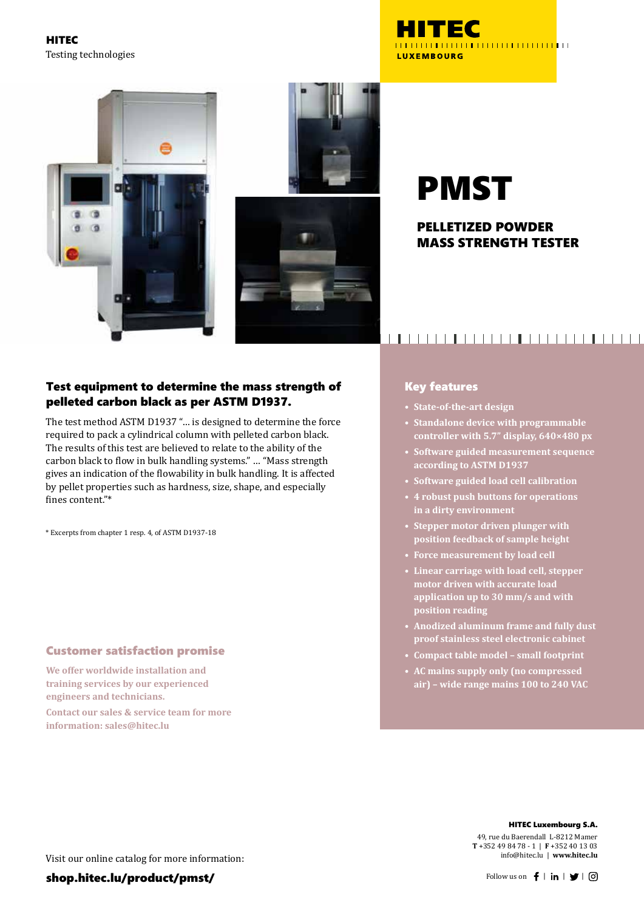**HITEC**
Testing technologies

# PMST

## PELLETIZED POWDER MASS STRENGTH TESTER

### Test equipment to determine the mass strength of pelleted carbon black as per ASTM D1937.

The test method ASTM D1937 "… is designed to determine the force required to pack a cylindrical column with pelleted carbon black. The results of this test are believed to relate to the ability of the carbon black to flow in bulk handling systems." … "Mass strength gives an indication of the flowability in bulk handling. It is affected by pellet properties such as hardness, size, shape, and especially fines content."*

* Excerpts from chapter 1 resp. 4, of ASTM D1937-18

### Key features

- State-of-the-art design
- Standalone device with programmable controller with 5.7" display, 640×480 px
- Software guided measurement sequence according to ASTM D1937
- Software guided load cell calibration
- 4 robust push buttons for operations in a dirty environment
- Stepper motor driven plunger with position feedback of sample height
- Force measurement by load cell
- Linear carriage with load cell, stepper motor driven with accurate load application up to 30 mm/s and with position reading
- Anodized aluminum frame and fully dust proof stainless steel electronic cabinet
- Compact table model – small footprint
- AC mains supply only (no compressed air) – wide range mains 100 to 240 VAC

### Customer satisfaction promise

We offer worldwide installation and training services by our experienced engineers and technicians.

Contact our sales & service team for more information: sales@hitec.lu

Visit our online catalog for more information:

**shop.hitec.lu/product/pmst/**

**HITEC Luxembourg S.A.**
49, rue du Baerendall L-8212 Mamer
**T** +352 49 84 78 - 1 | **F** +352 40 13 03
info@hitec.lu | **www.hitec.lu**

Follow us on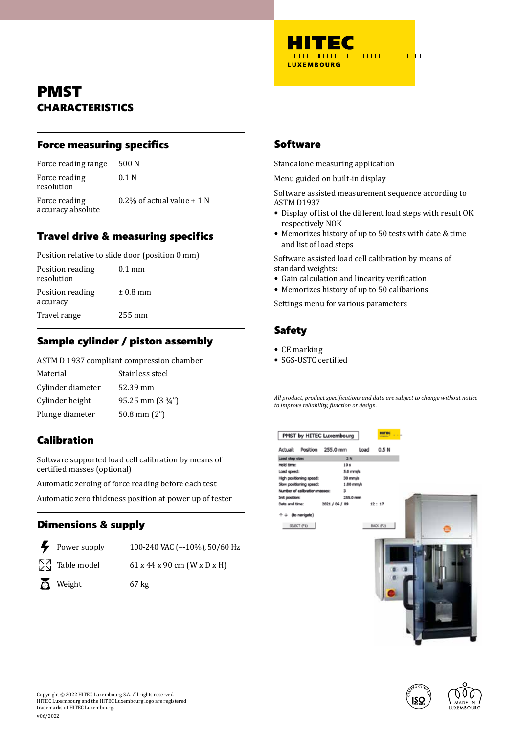# PMST

## CHARACTERISTICS

### Force measuring specifics

| | |
|---|---|
| Force reading range | 500 N |
| Force reading resolution | 0.1 N |
| Force reading accuracy absolute | 0.2% of actual value + 1 N |

### Travel drive & measuring specifics

Position relative to slide door (position 0 mm)

| | |
|---|---|
| Position reading resolution | 0.1 mm |
| Position reading accuracy | ± 0.8 mm |
| Travel range | 255 mm |

### Sample cylinder / piston assembly

ASTM D 1937 compliant compression chamber

| | |
|---|---|
| Material | Stainless steel |
| Cylinder diameter | 52.39 mm |
| Cylinder height | 95.25 mm (3 ¾") |
| Plunge diameter | 50.8 mm (2") |

### Calibration

Software supported load cell calibration by means of certified masses (optional)

Automatic zeroing of force reading before each test

Automatic zero thickness position at power up of tester

### Dimensions & supply

| | |
|---|---|
| Power supply | 100-240 VAC (+-10%), 50/60 Hz |
| Table model | 61 x 44 x 90 cm (W x D x H) |
| Weight | 67 kg |

### Software

Standalone measuring application

Menu guided on built-in display

Software assisted measurement sequence according to ASTM D1937

- Display of list of the different load steps with result OK respectively NOK
- Memorizes history of up to 50 tests with date & time and list of load steps

Software assisted load cell calibration by means of standard weights:

- Gain calculation and linearity verification
- Memorizes history of up to 50 calibarions

Settings menu for various parameters

### Safety

- CE marking
- SGS-USTC certified

*All product, product specifications and data are subject to change without notice to improve reliability, function or design.*

Copyright © 2022 HITEC Luxembourg S.A. All rights reserved.
HITEC Luxembourg and the HITEC Luxembourg logo are registered trademarks of HITEC Luxembourg.

v06/2022